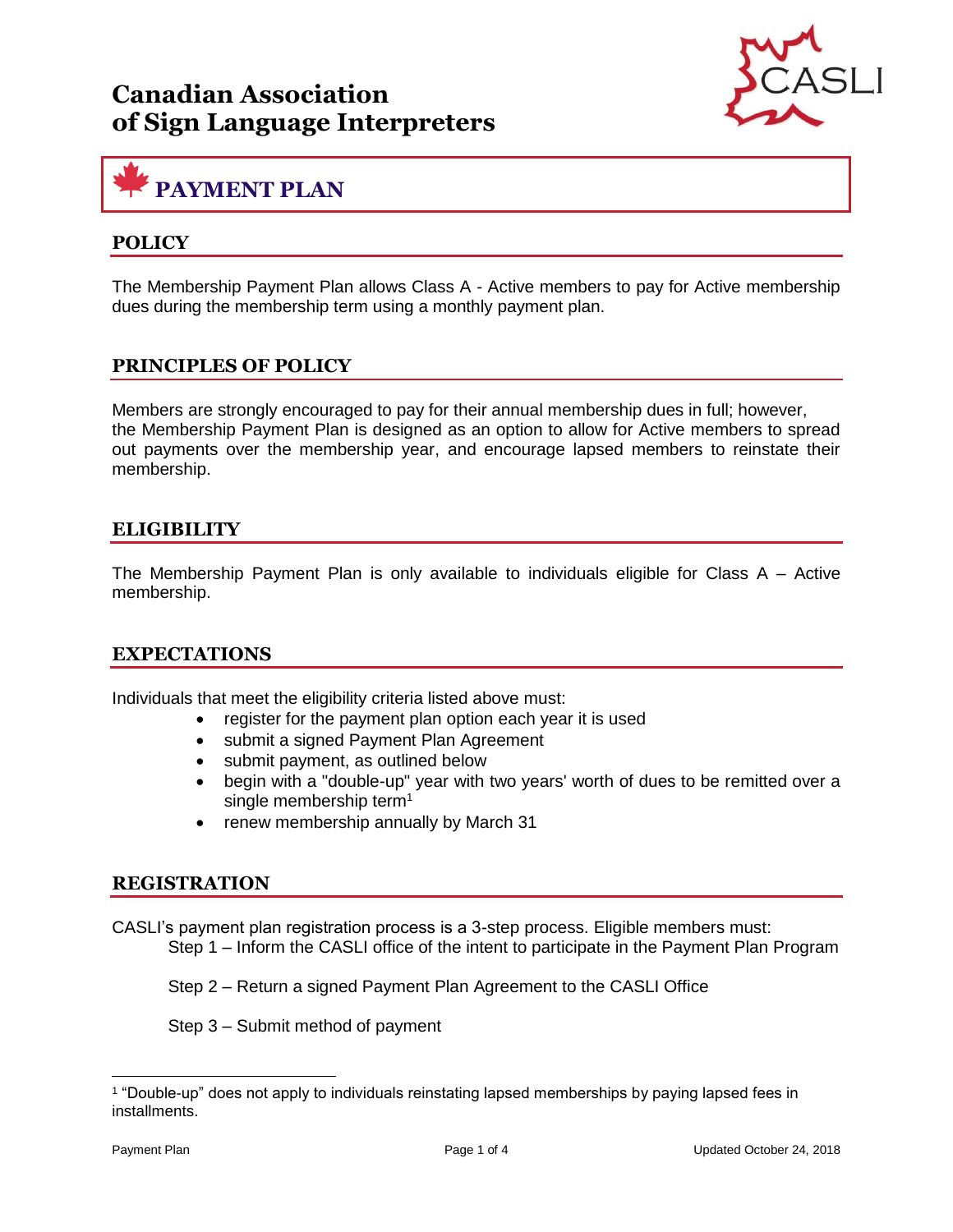# Canadian Association of Sign Language Interpreters

## PAYMENT PLAN

### POLICY

The Membership Payment Plan allows Class A - Active members to pay for Active membership dues during the membership term using a monthly payment plan.

### PRINCIPLES OF POLICY

Members are strongly encouraged to pay for their annual membership dues in full; however, the Membership Payment Plan is designed as an option to allow for Active members to spread out payments over the membership year, and encourage lapsed members to reinstate their membership.

### ELIGIBILITY

The Membership Payment Plan is only available to individuals eligible for Class A – Active membership.

### EXPECTATIONS

Individuals that meet the eligibility criteria listed above must:

- register for the payment plan option each year it is used
- submit a signed Payment Plan Agreement
- submit payment, as outlined below
- begin with a "double-up" year with two years' worth of dues to be remitted over a single membership term[1]
- renew membership annually by March 31

### REGISTRATION

CASLI's payment plan registration process is a 3-step process. Eligible members must:

Step 1 – Inform the CASLI office of the intent to participate in the Payment Plan Program

Step 2 – Return a signed Payment Plan Agreement to the CASLI Office

Step 3 – Submit method of payment

[1] "Double-up" does not apply to individuals reinstating lapsed memberships by paying lapsed fees in installments.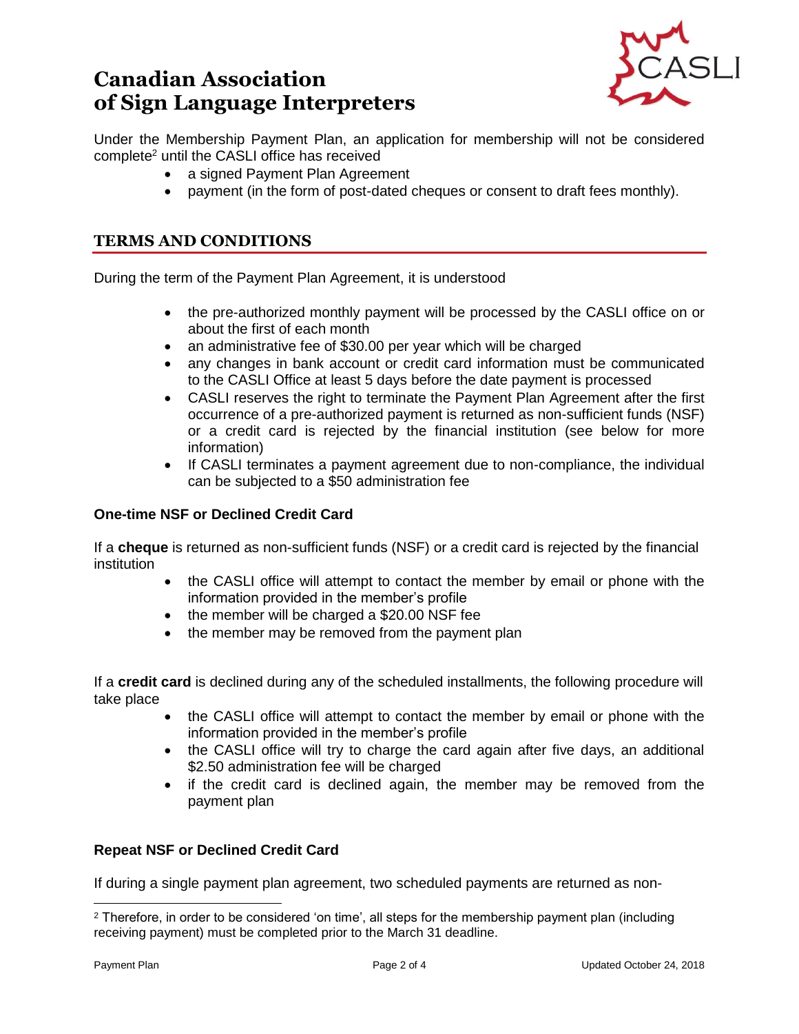# Canadian Association of Sign Language Interpreters

Under the Membership Payment Plan, an application for membership will not be considered complete[2] until the CASLI office has received

- a signed Payment Plan Agreement
- payment (in the form of post-dated cheques or consent to draft fees monthly).

## TERMS AND CONDITIONS

During the term of the Payment Plan Agreement, it is understood

- the pre-authorized monthly payment will be processed by the CASLI office on or about the first of each month
- an administrative fee of $30.00 per year which will be charged
- any changes in bank account or credit card information must be communicated to the CASLI Office at least 5 days before the date payment is processed
- CASLI reserves the right to terminate the Payment Plan Agreement after the first occurrence of a pre-authorized payment is returned as non-sufficient funds (NSF) or a credit card is rejected by the financial institution (see below for more information)
- If CASLI terminates a payment agreement due to non-compliance, the individual can be subjected to a $50 administration fee

### One-time NSF or Declined Credit Card

If a **cheque** is returned as non-sufficient funds (NSF) or a credit card is rejected by the financial institution

- the CASLI office will attempt to contact the member by email or phone with the information provided in the member's profile
- the member will be charged a $20.00 NSF fee
- the member may be removed from the payment plan

If a **credit card** is declined during any of the scheduled installments, the following procedure will take place

- the CASLI office will attempt to contact the member by email or phone with the information provided in the member's profile
- the CASLI office will try to charge the card again after five days, an additional $2.50 administration fee will be charged
- if the credit card is declined again, the member may be removed from the payment plan

### Repeat NSF or Declined Credit Card

If during a single payment plan agreement, two scheduled payments are returned as non-

[2] Therefore, in order to be considered 'on time', all steps for the membership payment plan (including receiving payment) must be completed prior to the March 31 deadline.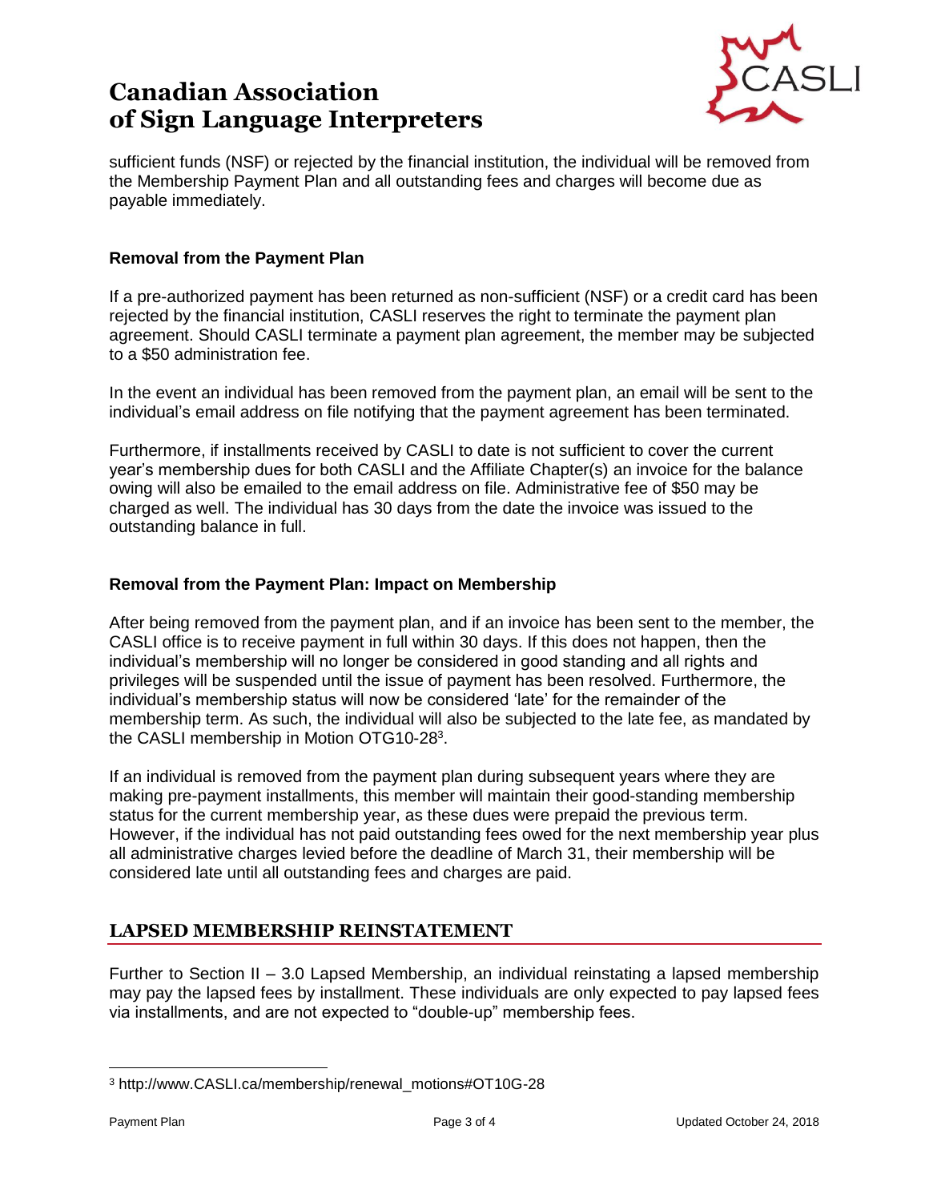sufficient funds (NSF) or rejected by the financial institution, the individual will be removed from the Membership Payment Plan and all outstanding fees and charges will become due as payable immediately.

### Removal from the Payment Plan

If a pre-authorized payment has been returned as non-sufficient (NSF) or a credit card has been rejected by the financial institution, CASLI reserves the right to terminate the payment plan agreement. Should CASLI terminate a payment plan agreement, the member may be subjected to a $50 administration fee.

In the event an individual has been removed from the payment plan, an email will be sent to the individual's email address on file notifying that the payment agreement has been terminated.

Furthermore, if installments received by CASLI to date is not sufficient to cover the current year's membership dues for both CASLI and the Affiliate Chapter(s) an invoice for the balance owing will also be emailed to the email address on file. Administrative fee of $50 may be charged as well. The individual has 30 days from the date the invoice was issued to the outstanding balance in full.

### Removal from the Payment Plan: Impact on Membership

After being removed from the payment plan, and if an invoice has been sent to the member, the CASLI office is to receive payment in full within 30 days. If this does not happen, then the individual's membership will no longer be considered in good standing and all rights and privileges will be suspended until the issue of payment has been resolved. Furthermore, the individual's membership status will now be considered 'late' for the remainder of the membership term. As such, the individual will also be subjected to the late fee, as mandated by the CASLI membership in Motion OTG10-28[3].

If an individual is removed from the payment plan during subsequent years where they are making pre-payment installments, this member will maintain their good-standing membership status for the current membership year, as these dues were prepaid the previous term. However, if the individual has not paid outstanding fees owed for the next membership year plus all administrative charges levied before the deadline of March 31, their membership will be considered late until all outstanding fees and charges are paid.

## LAPSED MEMBERSHIP REINSTATEMENT

Further to Section II – 3.0 Lapsed Membership, an individual reinstating a lapsed membership may pay the lapsed fees by installment. These individuals are only expected to pay lapsed fees via installments, and are not expected to "double-up" membership fees.

[3] http://www.CASLI.ca/membership/renewal_motions#OT10G-28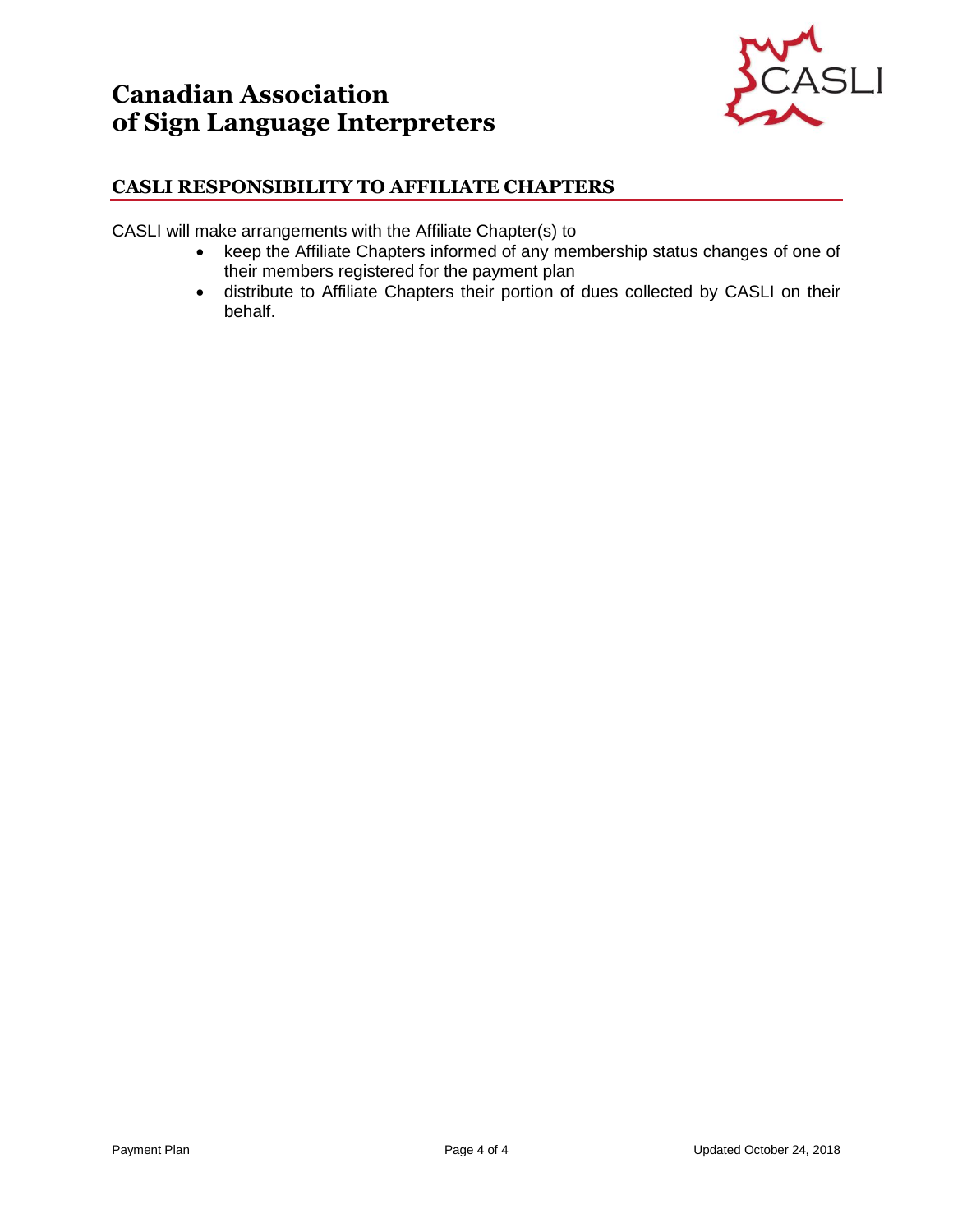## CASLI RESPONSIBILITY TO AFFILIATE CHAPTERS

CASLI will make arrangements with the Affiliate Chapter(s) to

- keep the Affiliate Chapters informed of any membership status changes of one of their members registered for the payment plan
- distribute to Affiliate Chapters their portion of dues collected by CASLI on their behalf.